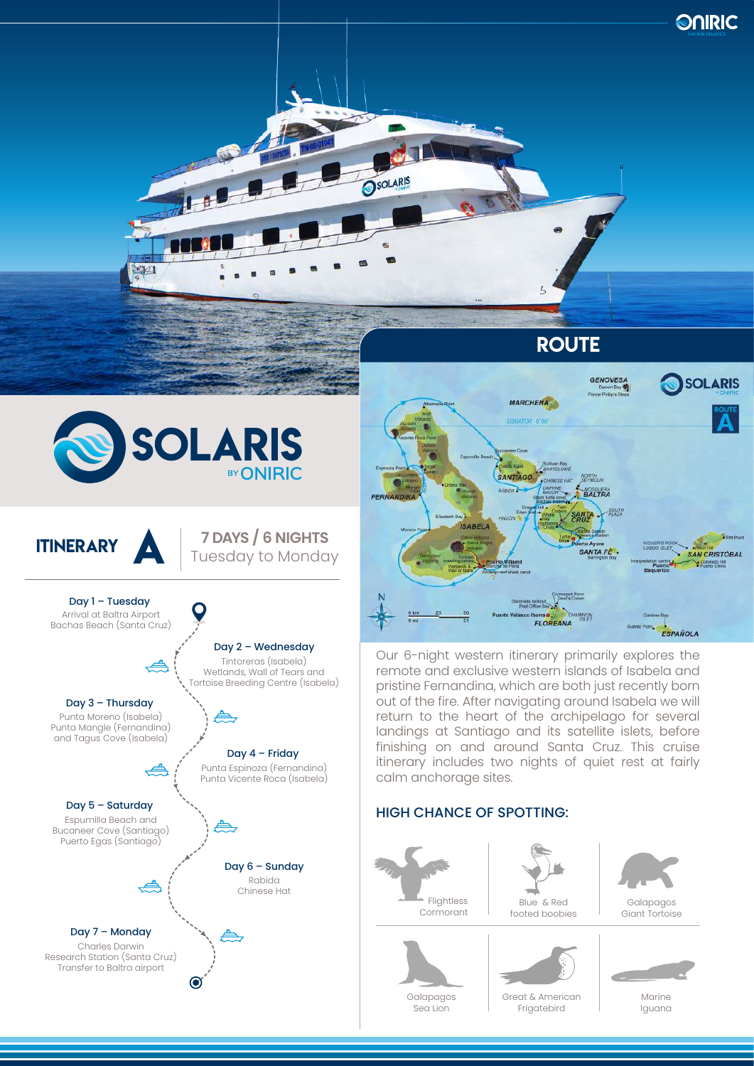# SOLARIS BY ONIRIC

## ITINERARY A

**7 DAYS / 6 NIGHTS**
Tuesday to Monday

**Day 1 – Tuesday**
Arrival at Baltra Airport
Bachas Beach (Santa Cruz)

**Day 2 – Wednesday**
Tintoreras (Isabela)
Wetlands, Wall of Tears and Tortoise Breeding Centre (Isabela)

**Day 3 – Thursday**
Punta Moreno (Isabela)
Punta Mangle (Fernandina)
and Tagus Cove (Isabela)

**Day 4 – Friday**
Punta Espinoza (Fernandina)
Punta Vicente Roca (Isabela)

**Day 5 – Saturday**
Espumilla Beach and Bucaneer Cove (Santiago)
Puerto Egas (Santiago)

**Day 6 – Sunday**
Rabida
Chinese Hat

**Day 7 – Monday**
Charles Darwin Research Station (Santa Cruz)
Transfer to Baltra airport

## ROUTE

Our 6-night western itinerary primarily explores the remote and exclusive western islands of Isabela and pristine Fernandina, which are both just recently born out of the fire. After navigating around Isabela we will return to the heart of the archipelago for several landings at Santiago and its satellite islets, before finishing on and around Santa Cruz. This cruise itinerary includes two nights of quiet rest at fairly calm anchorage sites.

### HIGH CHANCE OF SPOTTING:

- Flightless Cormorant
- Blue & Red footed boobies
- Galapagos Giant Tortoise
- Galapagos Sea Lion
- Great & American Frigatebird
- Marine Iguana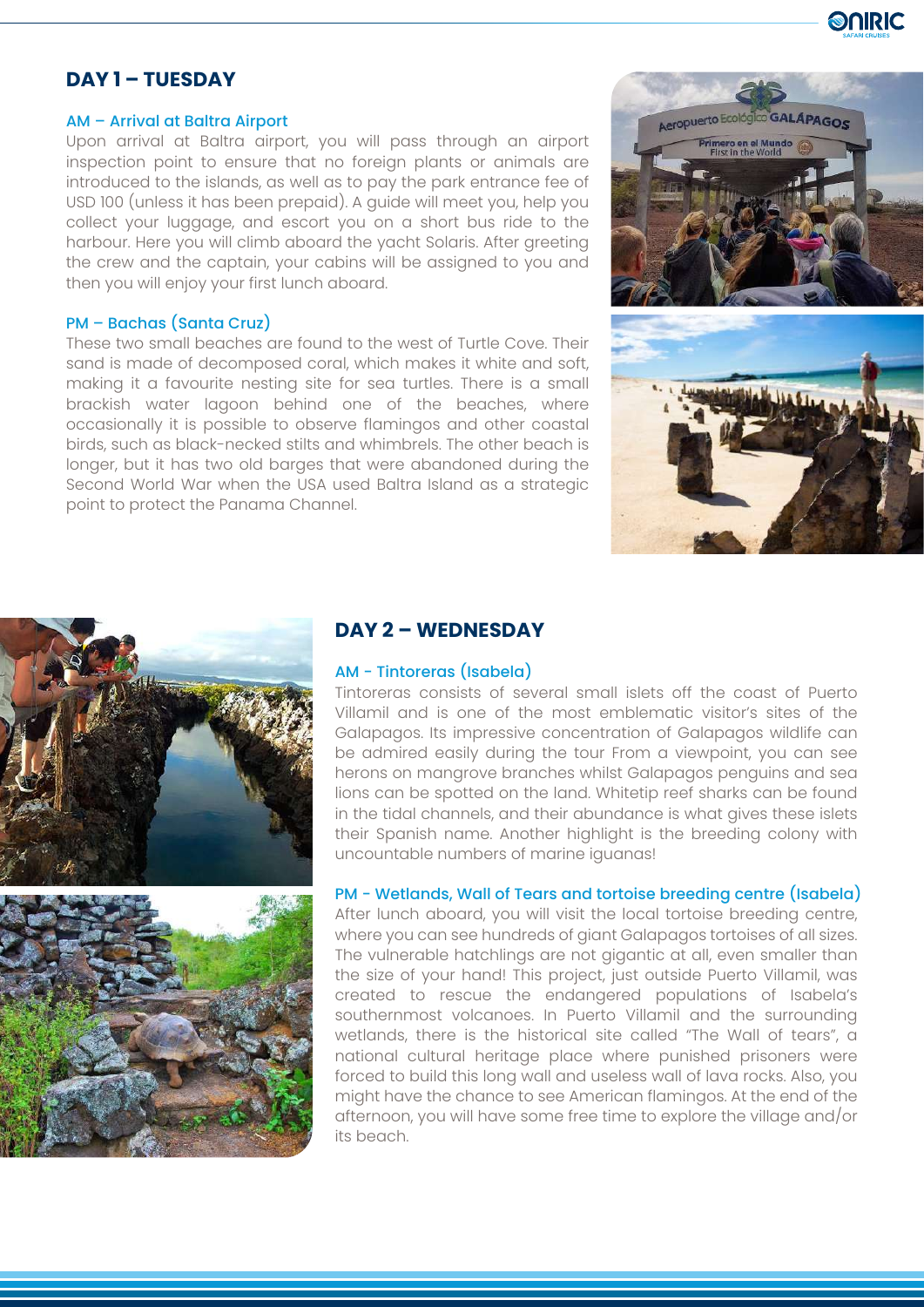## DAY 1 – TUESDAY

### AM – Arrival at Baltra Airport

Upon arrival at Baltra airport, you will pass through an airport inspection point to ensure that no foreign plants or animals are introduced to the islands, as well as to pay the park entrance fee of USD 100 (unless it has been prepaid). A guide will meet you, help you collect your luggage, and escort you on a short bus ride to the harbour. Here you will climb aboard the yacht Solaris. After greeting the crew and the captain, your cabins will be assigned to you and then you will enjoy your first lunch aboard.

### PM – Bachas (Santa Cruz)

These two small beaches are found to the west of Turtle Cove. Their sand is made of decomposed coral, which makes it white and soft, making it a favourite nesting site for sea turtles. There is a small brackish water lagoon behind one of the beaches, where occasionally it is possible to observe flamingos and other coastal birds, such as black-necked stilts and whimbrels. The other beach is longer, but it has two old barges that were abandoned during the Second World War when the USA used Baltra Island as a strategic point to protect the Panama Channel.

## DAY 2 – WEDNESDAY

### AM - Tintoreras (Isabela)

Tintoreras consists of several small islets off the coast of Puerto Villamil and is one of the most emblematic visitor's sites of the Galapagos. Its impressive concentration of Galapagos wildlife can be admired easily during the tour From a viewpoint, you can see herons on mangrove branches whilst Galapagos penguins and sea lions can be spotted on the land. Whitetip reef sharks can be found in the tidal channels, and their abundance is what gives these islets their Spanish name. Another highlight is the breeding colony with uncountable numbers of marine iguanas!

### PM - Wetlands, Wall of Tears and tortoise breeding centre (Isabela)

After lunch aboard, you will visit the local tortoise breeding centre, where you can see hundreds of giant Galapagos tortoises of all sizes. The vulnerable hatchlings are not gigantic at all, even smaller than the size of your hand! This project, just outside Puerto Villamil, was created to rescue the endangered populations of Isabela's southernmost volcanoes. In Puerto Villamil and the surrounding wetlands, there is the historical site called "The Wall of tears", a national cultural heritage place where punished prisoners were forced to build this long wall and useless wall of lava rocks. Also, you might have the chance to see American flamingos. At the end of the afternoon, you will have some free time to explore the village and/or its beach.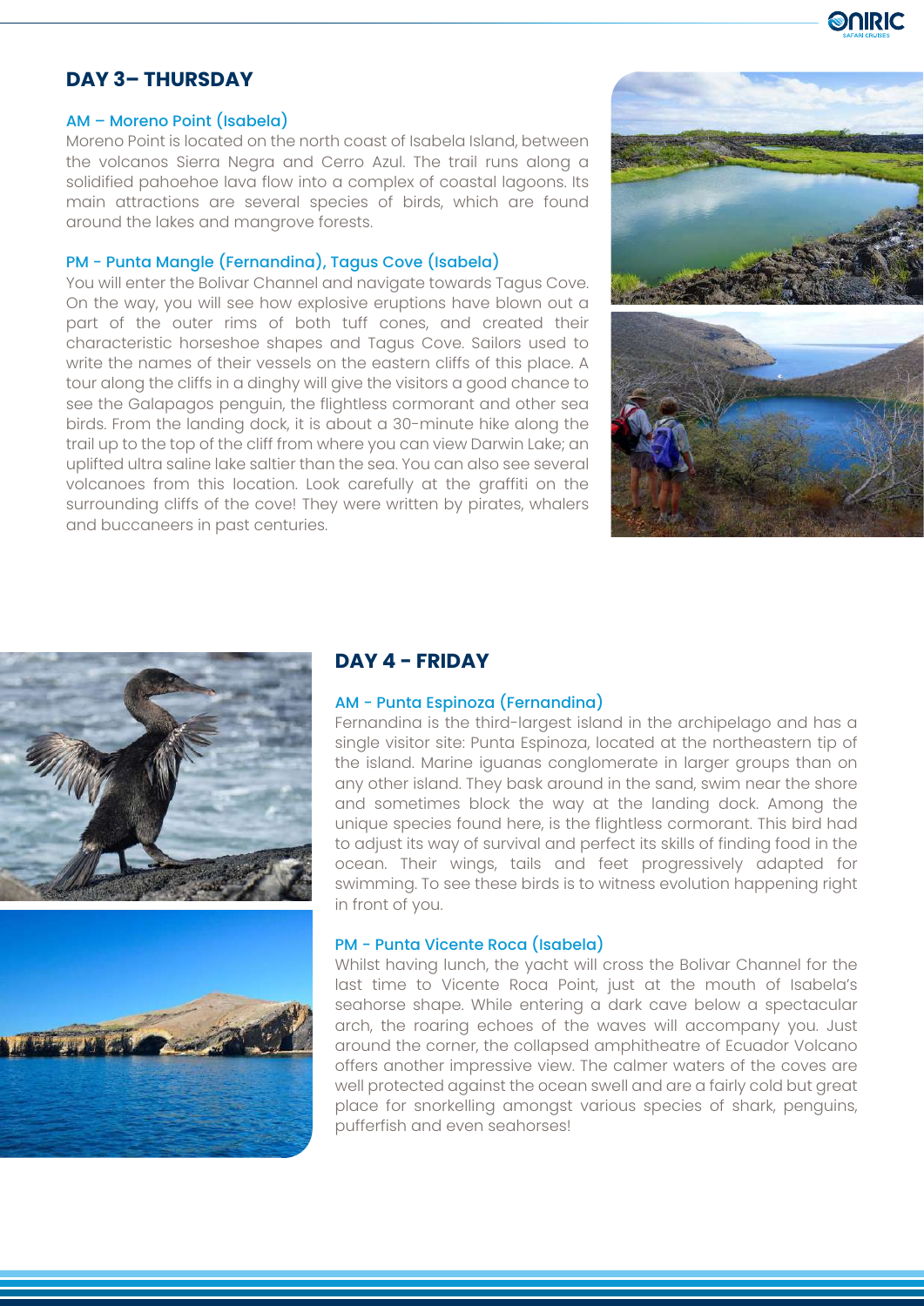## DAY 3– THURSDAY

### AM – Moreno Point (Isabela)

Moreno Point is located on the north coast of Isabela Island, between the volcanos Sierra Negra and Cerro Azul. The trail runs along a solidified pahoehoe lava flow into a complex of coastal lagoons. Its main attractions are several species of birds, which are found around the lakes and mangrove forests.

### PM - Punta Mangle (Fernandina), Tagus Cove (Isabela)

You will enter the Bolivar Channel and navigate towards Tagus Cove. On the way, you will see how explosive eruptions have blown out a part of the outer rims of both tuff cones, and created their characteristic horseshoe shapes and Tagus Cove. Sailors used to write the names of their vessels on the eastern cliffs of this place. A tour along the cliffs in a dinghy will give the visitors a good chance to see the Galapagos penguin, the flightless cormorant and other sea birds. From the landing dock, it is about a 30-minute hike along the trail up to the top of the cliff from where you can view Darwin Lake; an uplifted ultra saline lake saltier than the sea. You can also see several volcanoes from this location. Look carefully at the graffiti on the surrounding cliffs of the cove! They were written by pirates, whalers and buccaneers in past centuries.

## DAY 4 - FRIDAY

### AM - Punta Espinoza (Fernandina)

Fernandina is the third-largest island in the archipelago and has a single visitor site: Punta Espinoza, located at the northeastern tip of the island. Marine iguanas conglomerate in larger groups than on any other island. They bask around in the sand, swim near the shore and sometimes block the way at the landing dock. Among the unique species found here, is the flightless cormorant. This bird had to adjust its way of survival and perfect its skills of finding food in the ocean. Their wings, tails and feet progressively adapted for swimming. To see these birds is to witness evolution happening right in front of you.

### PM - Punta Vicente Roca (Isabela)

Whilst having lunch, the yacht will cross the Bolivar Channel for the last time to Vicente Roca Point, just at the mouth of Isabela's seahorse shape. While entering a dark cave below a spectacular arch, the roaring echoes of the waves will accompany you. Just around the corner, the collapsed amphitheatre of Ecuador Volcano offers another impressive view. The calmer waters of the coves are well protected against the ocean swell and are a fairly cold but great place for snorkelling amongst various species of shark, penguins, pufferfish and even seahorses!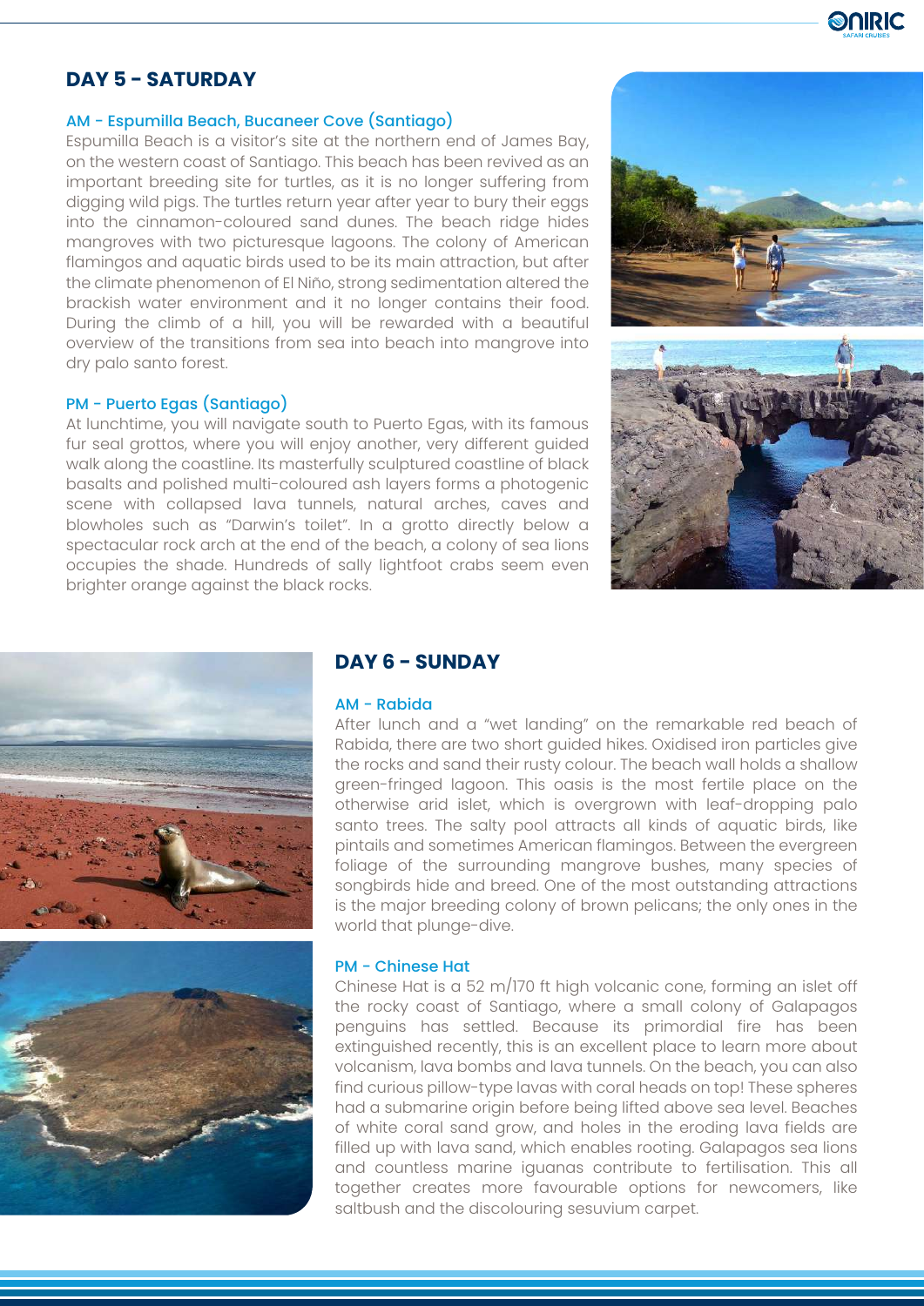## DAY 5 - SATURDAY

### AM - Espumilla Beach, Bucaneer Cove (Santiago)

Espumilla Beach is a visitor's site at the northern end of James Bay, on the western coast of Santiago. This beach has been revived as an important breeding site for turtles, as it is no longer suffering from digging wild pigs. The turtles return year after year to bury their eggs into the cinnamon-coloured sand dunes. The beach ridge hides mangroves with two picturesque lagoons. The colony of American flamingos and aquatic birds used to be its main attraction, but after the climate phenomenon of El Niño, strong sedimentation altered the brackish water environment and it no longer contains their food. During the climb of a hill, you will be rewarded with a beautiful overview of the transitions from sea into beach into mangrove into dry palo santo forest.

### PM - Puerto Egas (Santiago)

At lunchtime, you will navigate south to Puerto Egas, with its famous fur seal grottos, where you will enjoy another, very different guided walk along the coastline. Its masterfully sculptured coastline of black basalts and polished multi-coloured ash layers forms a photogenic scene with collapsed lava tunnels, natural arches, caves and blowholes such as "Darwin's toilet". In a grotto directly below a spectacular rock arch at the end of the beach, a colony of sea lions occupies the shade. Hundreds of sally lightfoot crabs seem even brighter orange against the black rocks.

## DAY 6 - SUNDAY

### AM - Rabida

After lunch and a "wet landing" on the remarkable red beach of Rabida, there are two short guided hikes. Oxidised iron particles give the rocks and sand their rusty colour. The beach wall holds a shallow green-fringed lagoon. This oasis is the most fertile place on the otherwise arid islet, which is overgrown with leaf-dropping palo santo trees. The salty pool attracts all kinds of aquatic birds, like pintails and sometimes American flamingos. Between the evergreen foliage of the surrounding mangrove bushes, many species of songbirds hide and breed. One of the most outstanding attractions is the major breeding colony of brown pelicans; the only ones in the world that plunge-dive.

### PM - Chinese Hat

Chinese Hat is a 52 m/170 ft high volcanic cone, forming an islet off the rocky coast of Santiago, where a small colony of Galapagos penguins has settled. Because its primordial fire has been extinguished recently, this is an excellent place to learn more about volcanism, lava bombs and lava tunnels. On the beach, you can also find curious pillow-type lavas with coral heads on top! These spheres had a submarine origin before being lifted above sea level. Beaches of white coral sand grow, and holes in the eroding lava fields are filled up with lava sand, which enables rooting. Galapagos sea lions and countless marine iguanas contribute to fertilisation. This all together creates more favourable options for newcomers, like saltbush and the discolouring sesuvium carpet.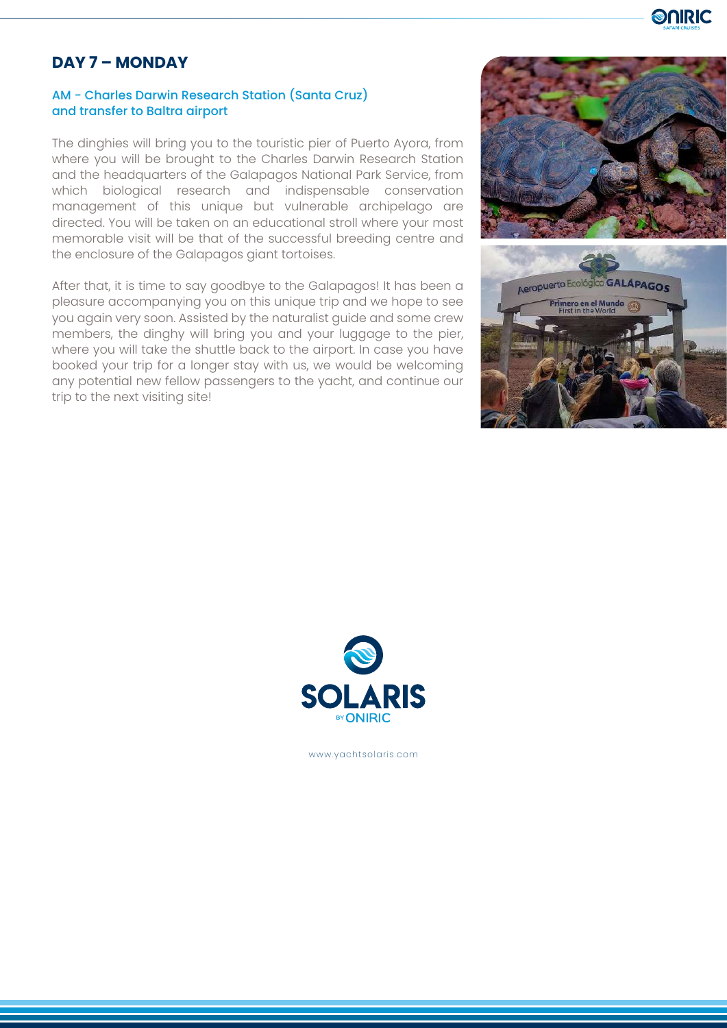## DAY 7 – MONDAY

### AM - Charles Darwin Research Station (Santa Cruz) and transfer to Baltra airport

The dinghies will bring you to the touristic pier of Puerto Ayora, from where you will be brought to the Charles Darwin Research Station and the headquarters of the Galapagos National Park Service, from which biological research and indispensable conservation management of this unique but vulnerable archipelago are directed. You will be taken on an educational stroll where your most memorable visit will be that of the successful breeding centre and the enclosure of the Galapagos giant tortoises.

After that, it is time to say goodbye to the Galapagos! It has been a pleasure accompanying you on this unique trip and we hope to see you again very soon. Assisted by the naturalist guide and some crew members, the dinghy will bring you and your luggage to the pier, where you will take the shuttle back to the airport. In case you have booked your trip for a longer stay with us, we would be welcoming any potential new fellow passengers to the yacht, and continue our trip to the next visiting site!

SOLARIS BY ONIRIC

www.yachtsolaris.com